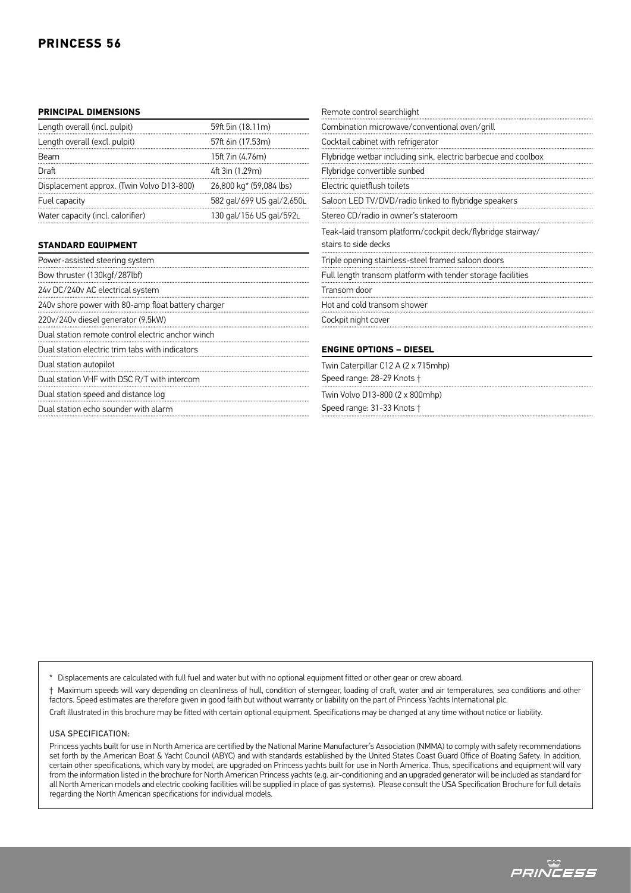# PRINCESS 56

## PRINCIPAL DIMENSIONS

| | |
|---|---|
| Length overall (incl. pulpit) | 59ft 5in (18.11m) |
| Length overall (excl. pulpit) | 57ft 6in (17.53m) |
| Beam | 15ft 7in (4.76m) |
| Draft | 4ft 3in (1.29m) |
| Displacement approx. (Twin Volvo D13-800) | 26,800 kg* (59,084 lbs) |
| Fuel capacity | 582 gal/699 US gal/2,650L |
| Water capacity (incl. calorifier) | 130 gal/156 US gal/592L |

## STANDARD EQUIPMENT

- Power-assisted steering system
- Bow thruster (130kgf/287lbf)
- 24v DC/240v AC electrical system
- 240v shore power with 80-amp float battery charger
- 220v/240v diesel generator (9.5kW)
- Dual station remote control electric anchor winch
- Dual station electric trim tabs with indicators
- Dual station autopilot
- Dual station VHF with DSC R/T with intercom
- Dual station speed and distance log
- Dual station echo sounder with alarm
- Remote control searchlight
- Combination microwave/conventional oven/grill
- Cocktail cabinet with refrigerator
- Flybridge wetbar including sink, electric barbecue and coolbox
- Flybridge convertible sunbed
- Electric quietflush toilets
- Saloon LED TV/DVD/radio linked to flybridge speakers
- Stereo CD/radio in owner's stateroom
- Teak-laid transom platform/cockpit deck/flybridge stairway/ stairs to side decks
- Triple opening stainless-steel framed saloon doors
- Full length transom platform with tender storage facilities
- Transom door
- Hot and cold transom shower
- Cockpit night cover

## ENGINE OPTIONS – DIESEL

Twin Caterpillar C12 A (2 x 715mhp)
Speed range: 28-29 Knots †

Twin Volvo D13-800 (2 x 800mhp)
Speed range: 31-33 Knots †

---

\* Displacements are calculated with full fuel and water but with no optional equipment fitted or other gear or crew aboard.

† Maximum speeds will vary depending on cleanliness of hull, condition of sterngear, loading of craft, water and air temperatures, sea conditions and other factors. Speed estimates are therefore given in good faith but without warranty or liability on the part of Princess Yachts International plc.

Craft illustrated in this brochure may be fitted with certain optional equipment. Specifications may be changed at any time without notice or liability.

USA SPECIFICATION:

Princess yachts built for use in North America are certified by the National Marine Manufacturer's Association (NMMA) to comply with safety recommendations set forth by the American Boat & Yacht Council (ABYC) and with standards established by the United States Coast Guard Office of Boating Safety. In addition, certain other specifications, which vary by model, are upgraded on Princess yachts built for use in North America. Thus, specifications and equipment will vary from the information listed in the brochure for North American Princess yachts (e.g. air-conditioning and an upgraded generator will be included as standard for all North American models and electric cooking facilities will be supplied in place of gas systems). Please consult the USA Specification Brochure for full details regarding the North American specifications for individual models.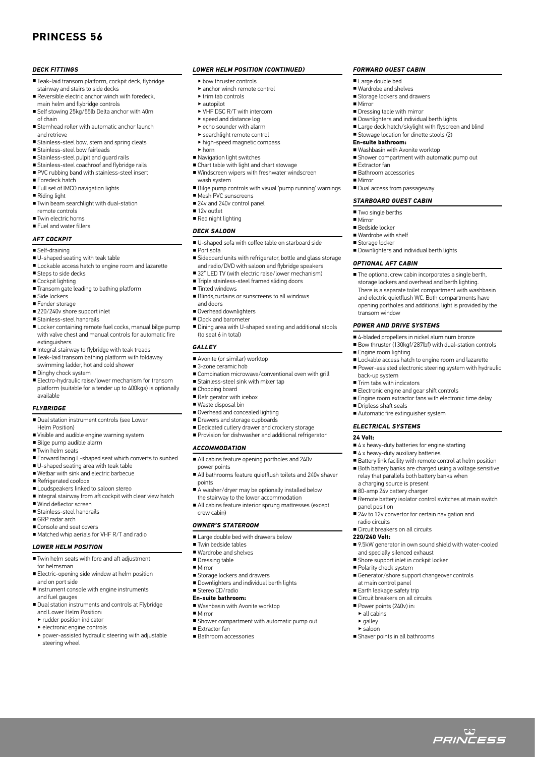# PRINCESS 56

## DECK FITTINGS

- Teak-laid transom platform, cockpit deck, flybridge stairway and stairs to side decks
- Reversible electric anchor winch with foredeck, main helm and flybridge controls
- Self stowing 25kg/55lb Delta anchor with 40m of chain
- Stemhead roller with automatic anchor launch and retrieve
- Stainless-steel bow, stern and spring cleats
- Stainless-steel bow fairleads
- Stainless-steel pulpit and guard rails
- Stainless-steel coachroof and flybridge rails
- PVC rubbing band with stainless-steel insert
- Foredeck hatch
- Full set of IMCO navigation lights
- Riding light
- Twin beam searchlight with dual-station remote controls
- Twin electric horns
- Fuel and water fillers

## AFT COCKPIT

- Self-draining
- U-shaped seating with teak table
- Lockable access hatch to engine room and lazarette
- Steps to side decks
- Cockpit lighting
- Transom gate leading to bathing platform
- Side lockers
- Fender storage
- 220/240v shore support inlet
- Stainless-steel handrails
- Locker containing remote fuel cocks, manual bilge pump with valve chest and manual controls for automatic fire extinguishers
- Integral stairway to flybridge with teak treads
- Teak-laid transom bathing platform with foldaway swimming ladder, hot and cold shower
- Dinghy chock system
- Electro-hydraulic raise/lower mechanism for transom platform (suitable for a tender up to 400kgs) is optionally available

## FLYBRIDGE

- Dual station instrument controls (see Lower Helm Position)
- Visible and audible engine warning system
- Bilge pump audible alarm
- Twin helm seats
- Forward facing L-shaped seat which converts to sunbed
- U-shaped seating area with teak table
- Wetbar with sink and electric barbecue
- Refrigerated coolbox
- Loudspeakers linked to saloon stereo
- Integral stairway from aft cockpit with clear view hatch
- Wind deflector screen
- Stainless-steel handrails
- GRP radar arch
- Console and seat covers
- Matched whip aerials for VHF R/T and radio

## LOWER HELM POSITION

- Twin helm seats with fore and aft adjustment for helmsman
- Electric-opening side window at helm position and on port side
- Instrument console with engine instruments and fuel gauges
- Dual station instruments and controls at Flybridge and Lower Helm Position:
  - rudder position indicator
  - electronic engine controls
  - power-assisted hydraulic steering with adjustable steering wheel

## LOWER HELM POSITION (CONTINUED)

  - bow thruster controls
  - anchor winch remote control
  - trim tab controls
  - autopilot
  - VHF DSC R/T with intercom
  - speed and distance log
  - echo sounder with alarm
  - searchlight remote control
  - high-speed magnetic compass
  - horn
- Navigation light switches
- Chart table with light and chart stowage
- Windscreen wipers with freshwater windscreen wash system
- Bilge pump controls with visual 'pump running' warnings
- Mesh PVC sunscreens
- 24v and 240v control panel
- 12v outlet
- Red night lighting

## DECK SALOON

- U-shaped sofa with coffee table on starboard side
- Port sofa
- Sideboard units with refrigerator, bottle and glass storage and radio/DVD with saloon and flybridge speakers
- 32" LED TV (with electric raise/lower mechanism)
- Triple stainless-steel framed sliding doors
- Tinted windows
- Blinds,curtains or sunscreens to all windows and doors
- Overhead downlighters
- Clock and barometer
- Dining area with U-shaped seating and additional stools (to seat 6 in total)

## GALLEY

- Avonite (or similar) worktop
- 3-zone ceramic hob
- Combination microwave/conventional oven with grill
- Stainless-steel sink with mixer tap
- Chopping board
- Refrigerator with icebox
- Waste disposal bin
- Overhead and concealed lighting
- Drawers and storage cupboards
- Dedicated cutlery drawer and crockery storage
- Provision for dishwasher and additional refrigerator

## ACCOMMODATION

- All cabins feature opening portholes and 240v power points
- All bathrooms feature quietflush toilets and 240v shaver points
- A washer/dryer may be optionally installed below the stairway to the lower accommodation
- All cabins feature interior sprung mattresses (except crew cabin)

## OWNER'S STATEROOM

- Large double bed with drawers below
- Twin bedside tables
- Wardrobe and shelves
- Dressing table
- Mirror
- Storage lockers and drawers
- Downlighters and individual berth lights
- Stereo CD/radio

**En-suite bathroom:**

- Washbasin with Avonite worktop
- Mirror
- Shower compartment with automatic pump out
- Extractor fan
- Bathroom accessories

## FORWARD GUEST CABIN

- Large double bed
- Wardrobe and shelves
- Storage lockers and drawers
- Mirror
- Dressing table with mirror
- Downlighters and individual berth lights
- Large deck hatch/skylight with flyscreen and blind
- Stowage location for dinette stools (2)

**En-suite bathroom:**

- Washbasin with Avonite worktop
- Shower compartment with automatic pump out
- Extractor fan
- Bathroom accessories
- Mirror
- Dual access from passageway

## STARBOARD GUEST CABIN

- Two single berths
- Mirror
- Bedside locker
- Wardrobe with shelf
- Storage locker
- Downlighters and individual berth lights

## OPTIONAL AFT CABIN

- The optional crew cabin incorporates a single berth, storage lockers and overhead and berth lighting. There is a separate toilet compartment with washbasin and electric quietflush WC. Both compartments have opening portholes and additional light is provided by the transom window

## POWER AND DRIVE SYSTEMS

- 4-bladed propellers in nickel aluminum bronze
- Bow thruster (130kgf/287lbf) with dual-station controls
- Engine room lighting
- Lockable access hatch to engine room and lazarette
- Power-assisted electronic steering system with hydraulic back-up system
- Trim tabs with indicators
- Electronic engine and gear shift controls
- Engine room extractor fans with electronic time delay
- Dripless shaft seals
- Automatic fire extinguisher system

## ELECTRICAL SYSTEMS

**24 Volt:**

- 4 x heavy-duty batteries for engine starting
- 4 x heavy-duty auxiliary batteries
- Battery link facility with remote control at helm position
- Both battery banks are charged using a voltage sensitive relay that parallels both battery banks when a charging source is present
- 80-amp 24v battery charger
- Remote battery isolator control switches at main switch panel position
- 24v to 12v convertor for certain navigation and radio circuits
- Circuit breakers on all circuits

**220/240 Volt:**

- 9.5kW generator in own sound shield with water-cooled and specially silenced exhaust
- Shore support inlet in cockpit locker
- Polarity check system
- Generator/shore support changeover controls at main control panel
- Earth leakage safety trip
- Circuit breakers on all circuits
- Power points (240v) in:
  - all cabins
  - galley
  - saloon
- Shaver points in all bathrooms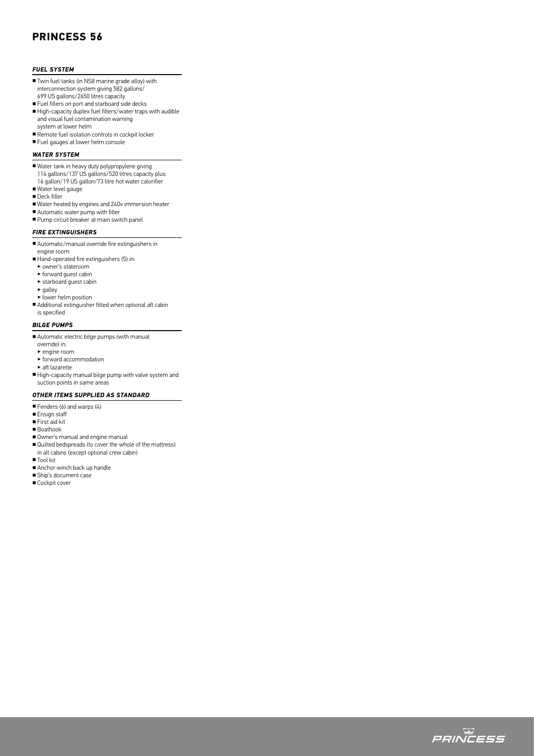# PRINCESS 56

### *FUEL SYSTEM*

- Twin fuel tanks (in NS8 marine grade alloy) with interconnection system giving 582 gallons/ 699 US gallons/2650 litres capacity
- Fuel fillers on port and starboard side decks
- High-capacity duplex fuel filters/water traps with audible and visual fuel contamination warning system at lower helm
- Remote fuel isolation controls in cockpit locker
- Fuel gauges at lower helm console

### *WATER SYSTEM*

- Water tank in heavy duty polypropylene giving 114 gallons/137 US gallons/520 litres capacity plus 16 gallon/19 US gallon/73 litre hot water calorifier
- Water level gauge
- Deck filler
- Water heated by engines and 240v immersion heater
- Automatic water pump with filter
- Pump circuit breaker at main switch panel

### *FIRE EXTINGUISHERS*

- Automatic/manual override fire extinguishers in engine room
- Hand-operated fire extinguishers (5) in:
  - owner's stateroom
  - forward guest cabin
  - starboard guest cabin
  - galley
  - lower helm position
- Additional extinguisher fitted when optional aft cabin is specified

### *BILGE PUMPS*

- Automatic electric bilge pumps (with manual override) in:
  - engine room
  - forward accommodation
  - aft lazarette
- High-capacity manual bilge pump with valve system and suction points in same areas

### *OTHER ITEMS SUPPLIED AS STANDARD*

- Fenders (6) and warps (4)
- Ensign staff
- First aid kit
- Boathook
- Owner's manual and engine manual
- Quilted bedspreads (to cover the whole of the mattress) in all cabins (except optional crew cabin)
- Tool kit
- Anchor winch back up handle
- Ship's document case
- Cockpit cover